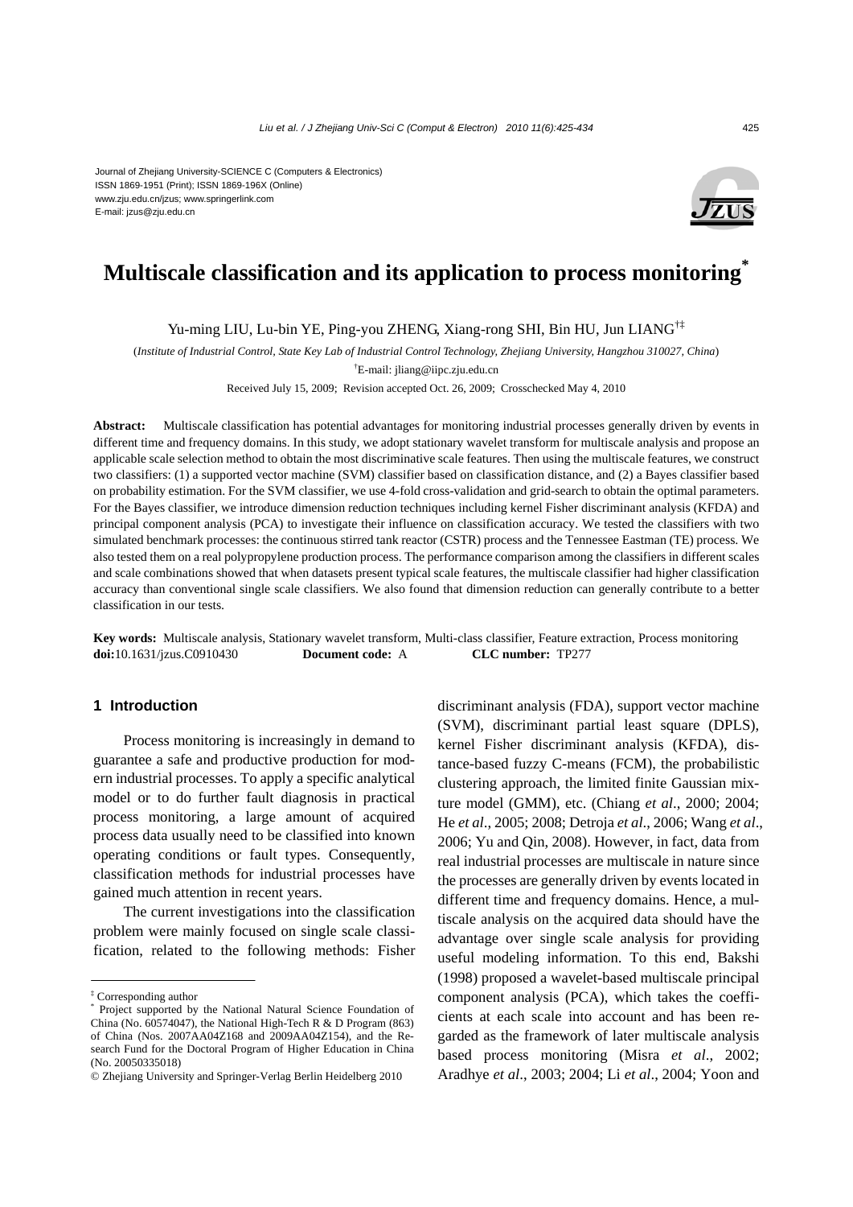Journal of Zhejiang University-SCIENCE C (Computers & Electronics)
ISSN 1869-1951 (Print); ISSN 1869-196X (Online)
www.zju.edu.cn/jzus; www.springerlink.com
E-mail: jzus@zju.edu.cn

# Multiscale classification and its application to process monitoring*

Yu-ming LIU, Lu-bin YE, Ping-you ZHENG, Xiang-rong SHI, Bin HU, Jun LIANG[†‡]

(*Institute of Industrial Control, State Key Lab of Industrial Control Technology, Zhejiang University, Hangzhou 310027, China*)

[†]E-mail: jliang@iipc.zju.edu.cn

Received July 15, 2009; Revision accepted Oct. 26, 2009; Crosschecked May 4, 2010

**Abstract:** Multiscale classification has potential advantages for monitoring industrial processes generally driven by events in different time and frequency domains. In this study, we adopt stationary wavelet transform for multiscale analysis and propose an applicable scale selection method to obtain the most discriminative scale features. Then using the multiscale features, we construct two classifiers: (1) a supported vector machine (SVM) classifier based on classification distance, and (2) a Bayes classifier based on probability estimation. For the SVM classifier, we use 4-fold cross-validation and grid-search to obtain the optimal parameters. For the Bayes classifier, we introduce dimension reduction techniques including kernel Fisher discriminant analysis (KFDA) and principal component analysis (PCA) to investigate their influence on classification accuracy. We tested the classifiers with two simulated benchmark processes: the continuous stirred tank reactor (CSTR) process and the Tennessee Eastman (TE) process. We also tested them on a real polypropylene production process. The performance comparison among the classifiers in different scales and scale combinations showed that when datasets present typical scale features, the multiscale classifier had higher classification accuracy than conventional single scale classifiers. We also found that dimension reduction can generally contribute to a better classification in our tests.

**Key words:** Multiscale analysis, Stationary wavelet transform, Multi-class classifier, Feature extraction, Process monitoring
**doi:**10.1631/jzus.C0910430 **Document code:** A **CLC number:** TP277

## 1 Introduction

Process monitoring is increasingly in demand to guarantee a safe and productive production for modern industrial processes. To apply a specific analytical model or to do further fault diagnosis in practical process monitoring, a large amount of acquired process data usually need to be classified into known operating conditions or fault types. Consequently, classification methods for industrial processes have gained much attention in recent years.

The current investigations into the classification problem were mainly focused on single scale classification, related to the following methods: Fisher discriminant analysis (FDA), support vector machine (SVM), discriminant partial least square (DPLS), kernel Fisher discriminant analysis (KFDA), distance-based fuzzy C-means (FCM), the probabilistic clustering approach, the limited finite Gaussian mixture model (GMM), etc. (Chiang *et al*., 2000; 2004; He *et al*., 2005; 2008; Detroja *et al*., 2006; Wang *et al*., 2006; Yu and Qin, 2008). However, in fact, data from real industrial processes are multiscale in nature since the processes are generally driven by events located in different time and frequency domains. Hence, a multiscale analysis on the acquired data should have the advantage over single scale analysis for providing useful modeling information. To this end, Bakshi (1998) proposed a wavelet-based multiscale principal component analysis (PCA), which takes the coefficients at each scale into account and has been regarded as the framework of later multiscale analysis based process monitoring (Misra *et al*., 2002; Aradhye *et al*., 2003; 2004; Li *et al*., 2004; Yoon and

---

‡ Corresponding author
\* Project supported by the National Natural Science Foundation of China (No. 60574047), the National High-Tech R & D Program (863) of China (Nos. 2007AA04Z168 and 2009AA04Z154), and the Research Fund for the Doctoral Program of Higher Education in China (No. 20050335018)
© Zhejiang University and Springer-Verlag Berlin Heidelberg 2010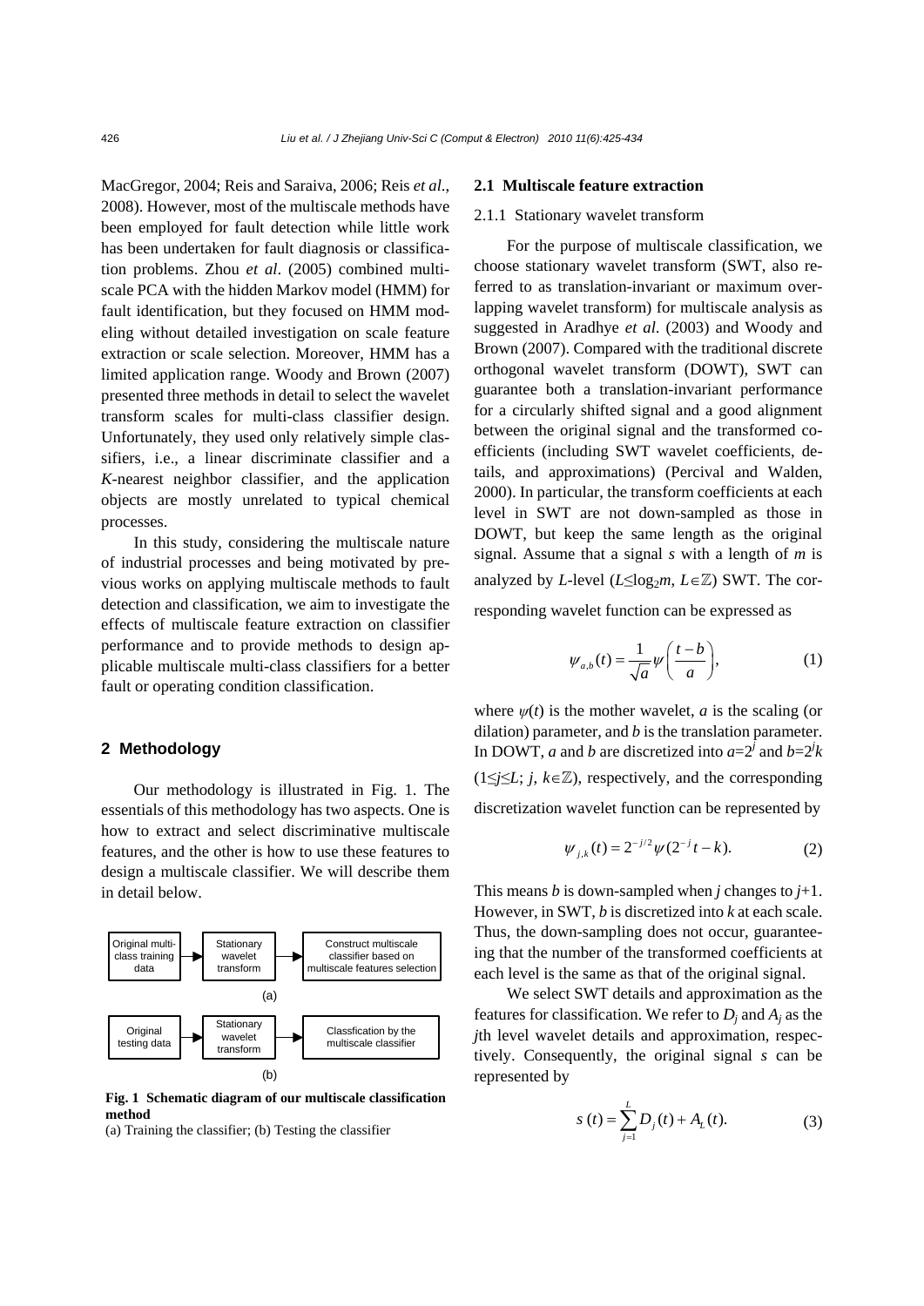MacGregor, 2004; Reis and Saraiva, 2006; Reis *et al*., 2008). However, most of the multiscale methods have been employed for fault detection while little work has been undertaken for fault diagnosis or classification problems. Zhou *et al*. (2005) combined multiscale PCA with the hidden Markov model (HMM) for fault identification, but they focused on HMM modeling without detailed investigation on scale feature extraction or scale selection. Moreover, HMM has a limited application range. Woody and Brown (2007) presented three methods in detail to select the wavelet transform scales for multi-class classifier design. Unfortunately, they used only relatively simple classifiers, i.e., a linear discriminate classifier and a *K*-nearest neighbor classifier, and the application objects are mostly unrelated to typical chemical processes.

In this study, considering the multiscale nature of industrial processes and being motivated by previous works on applying multiscale methods to fault detection and classification, we aim to investigate the effects of multiscale feature extraction on classifier performance and to provide methods to design applicable multiscale multi-class classifiers for a better fault or operating condition classification.

## 2 Methodology

Our methodology is illustrated in Fig. 1. The essentials of this methodology has two aspects. One is how to extract and select discriminative multiscale features, and the other is how to use these features to design a multiscale classifier. We will describe them in detail below.

Original multi-class training data → Stationary wavelet transform → Construct multiscale classifier based on multiscale features selection

(a)

Original testing data → Stationary wavelet transform → Classfication by the multiscale classifier

(b)

**Fig. 1 Schematic diagram of our multiscale classification method**
(a) Training the classifier; (b) Testing the classifier

### 2.1 Multiscale feature extraction

#### 2.1.1 Stationary wavelet transform

For the purpose of multiscale classification, we choose stationary wavelet transform (SWT, also referred to as translation-invariant or maximum overlapping wavelet transform) for multiscale analysis as suggested in Aradhye *et al*. (2003) and Woody and Brown (2007). Compared with the traditional discrete orthogonal wavelet transform (DOWT), SWT can guarantee both a translation-invariant performance for a circularly shifted signal and a good alignment between the original signal and the transformed coefficients (including SWT wavelet coefficients, details, and approximations) (Percival and Walden, 2000). In particular, the transform coefficients at each level in SWT are not down-sampled as those in DOWT, but keep the same length as the original signal. Assume that a signal $s$ with a length of $m$ is analyzed by $L$-level ($L\le\log_2 m$, $L\in\mathbb{Z}$) SWT. The corresponding wavelet function can be expressed as

$$\psi_{a,b}(t)=\frac{1}{\sqrt{a}}\psi\left(\frac{t-b}{a}\right), \tag{1}$$

where $\psi(t)$ is the mother wavelet, $a$ is the scaling (or dilation) parameter, and $b$ is the translation parameter. In DOWT, $a$ and $b$ are discretized into $a=2^j$ and $b=2^jk$ ($1\le j\le L$; $j$, $k\in\mathbb{Z}$), respectively, and the corresponding discretization wavelet function can be represented by

$$\psi_{j,k}(t)=2^{-j/2}\psi(2^{-j}t-k). \tag{2}$$

This means $b$ is down-sampled when $j$ changes to $j$+1. However, in SWT, $b$ is discretized into $k$ at each scale. Thus, the down-sampling does not occur, guaranteeing that the number of the transformed coefficients at each level is the same as that of the original signal.

We select SWT details and approximation as the features for classification. We refer to $D_j$ and $A_j$ as the $j$th level wavelet details and approximation, respectively. Consequently, the original signal $s$ can be represented by

$$s(t)=\sum_{j=1}^{L}D_j(t)+A_L(t). \tag{3}$$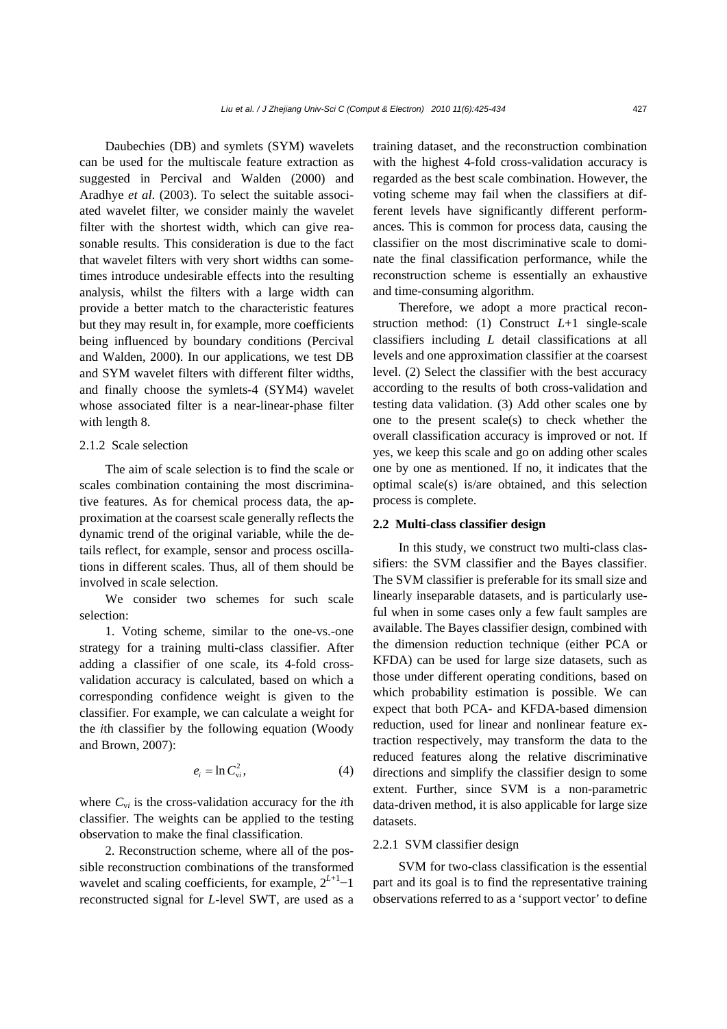Daubechies (DB) and symlets (SYM) wavelets can be used for the multiscale feature extraction as suggested in Percival and Walden (2000) and Aradhye *et al*. (2003). To select the suitable associated wavelet filter, we consider mainly the wavelet filter with the shortest width, which can give reasonable results. This consideration is due to the fact that wavelet filters with very short widths can sometimes introduce undesirable effects into the resulting analysis, whilst the filters with a large width can provide a better match to the characteristic features but they may result in, for example, more coefficients being influenced by boundary conditions (Percival and Walden, 2000). In our applications, we test DB and SYM wavelet filters with different filter widths, and finally choose the symlets-4 (SYM4) wavelet whose associated filter is a near-linear-phase filter with length 8.

### 2.1.2 Scale selection

The aim of scale selection is to find the scale or scales combination containing the most discriminative features. As for chemical process data, the approximation at the coarsest scale generally reflects the dynamic trend of the original variable, while the details reflect, for example, sensor and process oscillations in different scales. Thus, all of them should be involved in scale selection.

We consider two schemes for such scale selection:

1. Voting scheme, similar to the one-vs.-one strategy for a training multi-class classifier. After adding a classifier of one scale, its 4-fold cross-validation accuracy is calculated, based on which a corresponding confidence weight is given to the classifier. For example, we can calculate a weight for the *i*th classifier by the following equation (Woody and Brown, 2007):

$$e_i = \ln C_{vi}^2, \tag{4}$$

where $C_{vi}$ is the cross-validation accuracy for the *i*th classifier. The weights can be applied to the testing observation to make the final classification.

2. Reconstruction scheme, where all of the possible reconstruction combinations of the transformed wavelet and scaling coefficients, for example, $2^{L+1}-1$ reconstructed signal for *L*-level SWT, are used as a training dataset, and the reconstruction combination with the highest 4-fold cross-validation accuracy is regarded as the best scale combination. However, the voting scheme may fail when the classifiers at different levels have significantly different performances. This is common for process data, causing the classifier on the most discriminative scale to dominate the final classification performance, while the reconstruction scheme is essentially an exhaustive and time-consuming algorithm.

Therefore, we adopt a more practical reconstruction method: (1) Construct $L$+1 single-scale classifiers including $L$ detail classifications at all levels and one approximation classifier at the coarsest level. (2) Select the classifier with the best accuracy according to the results of both cross-validation and testing data validation. (3) Add other scales one by one to the present scale(s) to check whether the overall classification accuracy is improved or not. If yes, we keep this scale and go on adding other scales one by one as mentioned. If no, it indicates that the optimal scale(s) is/are obtained, and this selection process is complete.

## 2.2 Multi-class classifier design

In this study, we construct two multi-class classifiers: the SVM classifier and the Bayes classifier. The SVM classifier is preferable for its small size and linearly inseparable datasets, and is particularly useful when in some cases only a few fault samples are available. The Bayes classifier design, combined with the dimension reduction technique (either PCA or KFDA) can be used for large size datasets, such as those under different operating conditions, based on which probability estimation is possible. We can expect that both PCA- and KFDA-based dimension reduction, used for linear and nonlinear feature extraction respectively, may transform the data to the reduced features along the relative discriminative directions and simplify the classifier design to some extent. Further, since SVM is a non-parametric data-driven method, it is also applicable for large size datasets.

### 2.2.1 SVM classifier design

SVM for two-class classification is the essential part and its goal is to find the representative training observations referred to as a 'support vector' to define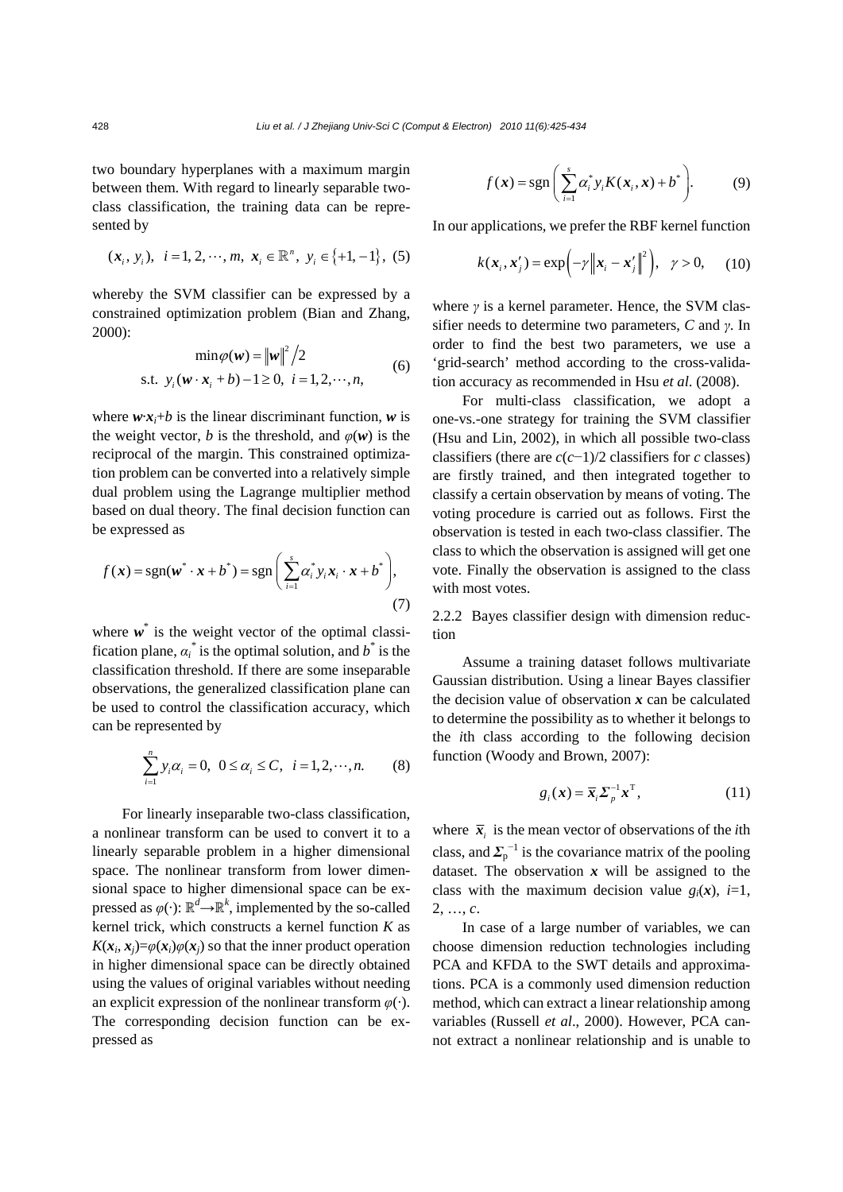two boundary hyperplanes with a maximum margin between them. With regard to linearly separable two-class classification, the training data can be represented by

$$(\boldsymbol{x}_i, y_i), \ \ i=1,2,\cdots,m, \ \ \boldsymbol{x}_i \in \mathbb{R}^n, \ \ y_i \in \{+1,-1\}, \quad (5)$$

whereby the SVM classifier can be expressed by a constrained optimization problem (Bian and Zhang, 2000):

$$\begin{aligned} &\min \varphi(\boldsymbol{w}) = \|\boldsymbol{w}\|^2/2 \\ &\text{s.t.} \ \ y_i(\boldsymbol{w}\cdot\boldsymbol{x}_i + b) - 1 \geq 0, \ \ i=1,2,\cdots,n, \end{aligned} \quad (6)$$

where $\boldsymbol{w}\cdot\boldsymbol{x}_i+b$ is the linear discriminant function, $\boldsymbol{w}$ is the weight vector, $b$ is the threshold, and $\varphi(\boldsymbol{w})$ is the reciprocal of the margin. This constrained optimization problem can be converted into a relatively simple dual problem using the Lagrange multiplier method based on dual theory. The final decision function can be expressed as

$$f(\boldsymbol{x}) = \text{sgn}(\boldsymbol{w}^* \cdot \boldsymbol{x} + b^*) = \text{sgn}\left(\sum_{i=1}^{s} \alpha_i^* y_i \boldsymbol{x}_i \cdot \boldsymbol{x} + b^*\right), \quad (7)$$

where $\boldsymbol{w}^*$ is the weight vector of the optimal classification plane, $\alpha_i^*$ is the optimal solution, and $b^*$ is the classification threshold. If there are some inseparable observations, the generalized classification plane can be used to control the classification accuracy, which can be represented by

$$\sum_{i=1}^{n} y_i \alpha_i = 0, \ \ 0 \leq \alpha_i \leq C, \ \ i=1,2,\cdots,n. \quad (8)$$

For linearly inseparable two-class classification, a nonlinear transform can be used to convert it to a linearly separable problem in a higher dimensional space. The nonlinear transform from lower dimensional space to higher dimensional space can be expressed as $\varphi(\cdot)$: $\mathbb{R}^d \rightarrow \mathbb{R}^k$, implemented by the so-called kernel trick, which constructs a kernel function $K$ as $K(\boldsymbol{x}_i, \boldsymbol{x}_j)=\varphi(\boldsymbol{x}_i)\varphi(\boldsymbol{x}_j)$ so that the inner product operation in higher dimensional space can be directly obtained using the values of original variables without needing an explicit expression of the nonlinear transform $\varphi(\cdot)$. The corresponding decision function can be expressed as

$$f(\boldsymbol{x}) = \text{sgn}\left(\sum_{i=1}^{s} \alpha_i^* y_i K(\boldsymbol{x}_i, \boldsymbol{x}) + b^*\right). \quad (9)$$

In our applications, we prefer the RBF kernel function

$$k(\boldsymbol{x}_i, \boldsymbol{x}_j') = \exp\left(-\gamma\left\|\boldsymbol{x}_i - \boldsymbol{x}_j'\right\|^2\right), \ \ \gamma > 0, \quad (10)$$

where $\gamma$ is a kernel parameter. Hence, the SVM classifier needs to determine two parameters, $C$ and $\gamma$. In order to find the best two parameters, we use a 'grid-search' method according to the cross-validation accuracy as recommended in Hsu *et al.* (2008).

For multi-class classification, we adopt a one-vs.-one strategy for training the SVM classifier (Hsu and Lin, 2002), in which all possible two-class classifiers (there are $c(c-1)/2$ classifiers for $c$ classes) are firstly trained, and then integrated together to classify a certain observation by means of voting. The voting procedure is carried out as follows. First the observation is tested in each two-class classifier. The class to which the observation is assigned will get one vote. Finally the observation is assigned to the class with most votes.

#### 2.2.2 Bayes classifier design with dimension reduction

Assume a training dataset follows multivariate Gaussian distribution. Using a linear Bayes classifier the decision value of observation $\boldsymbol{x}$ can be calculated to determine the possibility as to whether it belongs to the $i$th class according to the following decision function (Woody and Brown, 2007):

$$g_i(\boldsymbol{x}) = \overline{\boldsymbol{x}}_i \boldsymbol{\Sigma}_p^{-1} \boldsymbol{x}^{\mathrm{T}}, \quad (11)$$

where $\overline{\boldsymbol{x}}_i$ is the mean vector of observations of the $i$th class, and $\boldsymbol{\Sigma}_p^{-1}$ is the covariance matrix of the pooling dataset. The observation $\boldsymbol{x}$ will be assigned to the class with the maximum decision value $g_i(\boldsymbol{x})$, $i=1, 2, \ldots, c$.

In case of a large number of variables, we can choose dimension reduction technologies including PCA and KFDA to the SWT details and approximations. PCA is a commonly used dimension reduction method, which can extract a linear relationship among variables (Russell *et al*., 2000). However, PCA cannot extract a nonlinear relationship and is unable to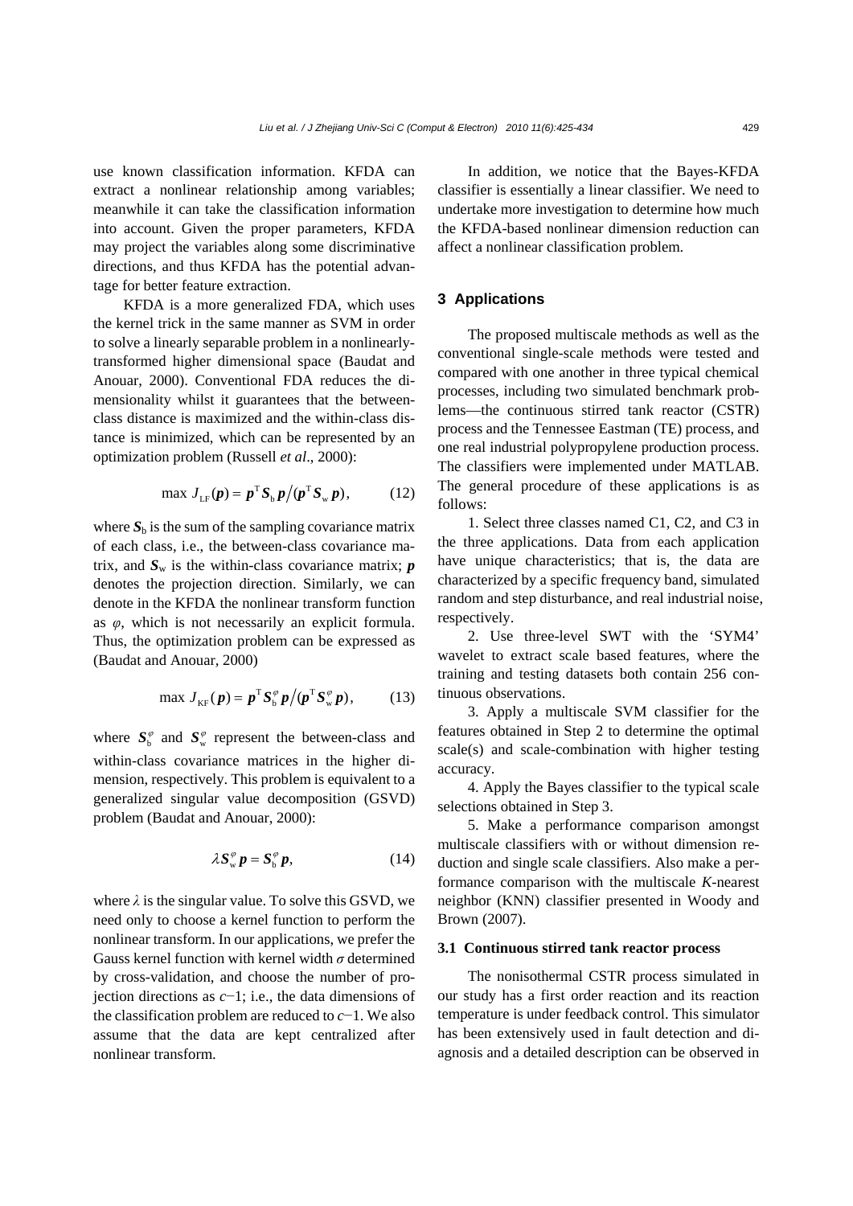use known classification information. KFDA can extract a nonlinear relationship among variables; meanwhile it can take the classification information into account. Given the proper parameters, KFDA may project the variables along some discriminative directions, and thus KFDA has the potential advantage for better feature extraction.

KFDA is a more generalized FDA, which uses the kernel trick in the same manner as SVM in order to solve a linearly separable problem in a nonlinearly-transformed higher dimensional space (Baudat and Anouar, 2000). Conventional FDA reduces the dimensionality whilst it guarantees that the between-class distance is maximized and the within-class distance is minimized, which can be represented by an optimization problem (Russell *et al*., 2000):

$$\max\ J_{\mathrm{LF}}(\boldsymbol{p}) = \boldsymbol{p}^{\mathrm{T}}\boldsymbol{S}_{\mathrm{b}}\boldsymbol{p}\big/(\boldsymbol{p}^{\mathrm{T}}\boldsymbol{S}_{\mathrm{w}}\boldsymbol{p}), \tag{12}$$

where $\boldsymbol{S}_{\mathrm{b}}$ is the sum of the sampling covariance matrix of each class, i.e., the between-class covariance matrix, and $\boldsymbol{S}_{\mathrm{w}}$ is the within-class covariance matrix; $\boldsymbol{p}$ denotes the projection direction. Similarly, we can denote in the KFDA the nonlinear transform function as $\varphi$, which is not necessarily an explicit formula. Thus, the optimization problem can be expressed as (Baudat and Anouar, 2000)

$$\max\ J_{\mathrm{KF}}(\boldsymbol{p}) = \boldsymbol{p}^{\mathrm{T}}\boldsymbol{S}_{\mathrm{b}}^{\varphi}\boldsymbol{p}\big/(\boldsymbol{p}^{\mathrm{T}}\boldsymbol{S}_{\mathrm{w}}^{\varphi}\boldsymbol{p}), \tag{13}$$

where $\boldsymbol{S}_{\mathrm{b}}^{\varphi}$ and $\boldsymbol{S}_{\mathrm{w}}^{\varphi}$ represent the between-class and within-class covariance matrices in the higher dimension, respectively. This problem is equivalent to a generalized singular value decomposition (GSVD) problem (Baudat and Anouar, 2000):

$$\lambda\boldsymbol{S}_{\mathrm{w}}^{\varphi}\boldsymbol{p} = \boldsymbol{S}_{\mathrm{b}}^{\varphi}\boldsymbol{p}, \tag{14}$$

where $\lambda$ is the singular value. To solve this GSVD, we need only to choose a kernel function to perform the nonlinear transform. In our applications, we prefer the Gauss kernel function with kernel width $\sigma$ determined by cross-validation, and choose the number of projection directions as $c-1$; i.e., the data dimensions of the classification problem are reduced to $c-1$. We also assume that the data are kept centralized after nonlinear transform.

In addition, we notice that the Bayes-KFDA classifier is essentially a linear classifier. We need to undertake more investigation to determine how much the KFDA-based nonlinear dimension reduction can affect a nonlinear classification problem.

## 3 Applications

The proposed multiscale methods as well as the conventional single-scale methods were tested and compared with one another in three typical chemical processes, including two simulated benchmark problems—the continuous stirred tank reactor (CSTR) process and the Tennessee Eastman (TE) process, and one real industrial polypropylene production process. The classifiers were implemented under MATLAB. The general procedure of these applications is as follows:

1. Select three classes named C1, C2, and C3 in the three applications. Data from each application have unique characteristics; that is, the data are characterized by a specific frequency band, simulated random and step disturbance, and real industrial noise, respectively.

2. Use three-level SWT with the 'SYM4' wavelet to extract scale based features, where the training and testing datasets both contain 256 continuous observations.

3. Apply a multiscale SVM classifier for the features obtained in Step 2 to determine the optimal scale(s) and scale-combination with higher testing accuracy.

4. Apply the Bayes classifier to the typical scale selections obtained in Step 3.

5. Make a performance comparison amongst multiscale classifiers with or without dimension reduction and single scale classifiers. Also make a performance comparison with the multiscale *K*-nearest neighbor (KNN) classifier presented in Woody and Brown (2007).

### 3.1 Continuous stirred tank reactor process

The nonisothermal CSTR process simulated in our study has a first order reaction and its reaction temperature is under feedback control. This simulator has been extensively used in fault detection and diagnosis and a detailed description can be observed in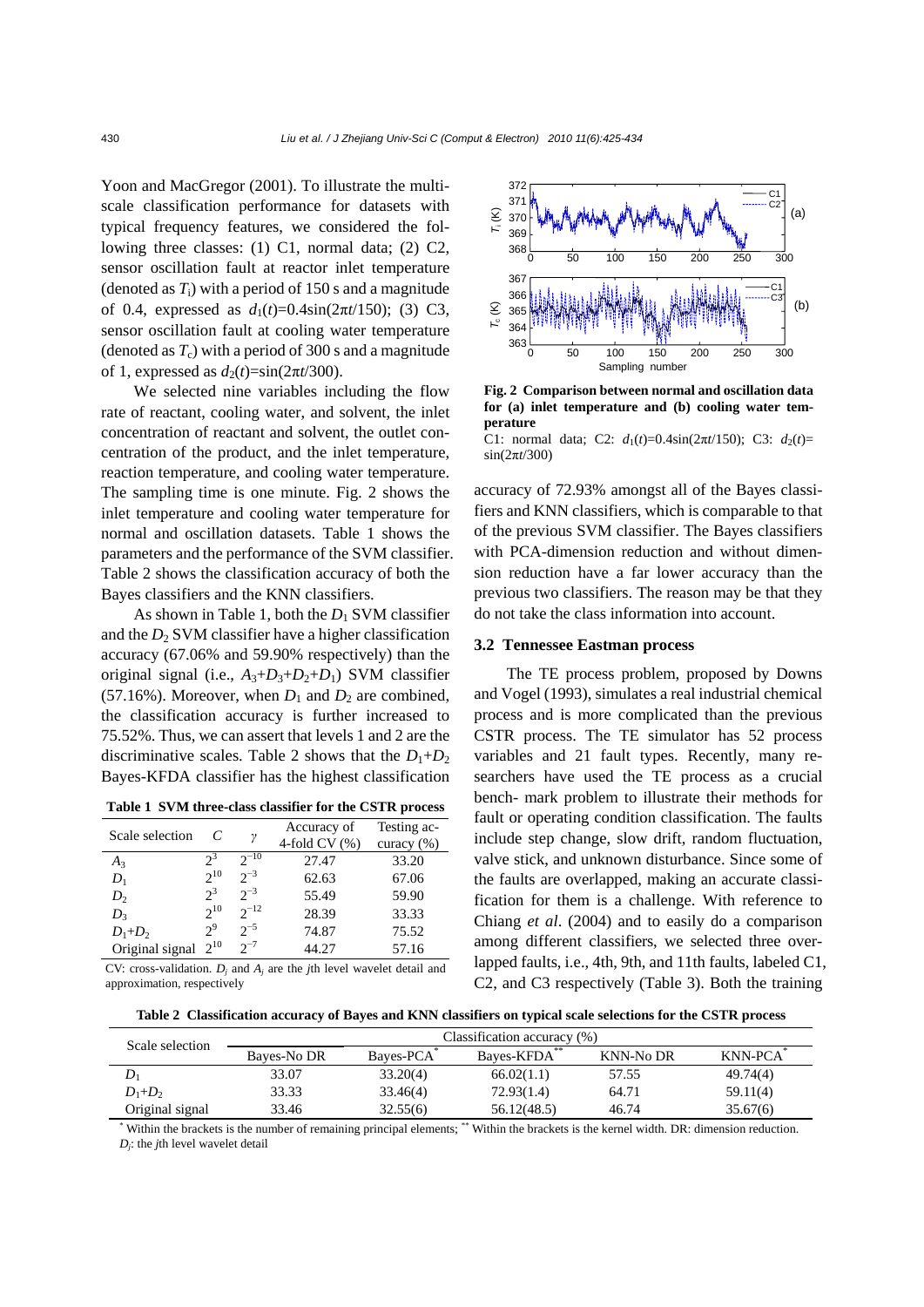Yoon and MacGregor (2001). To illustrate the multiscale classification performance for datasets with typical frequency features, we considered the following three classes: (1) C1, normal data; (2) C2, sensor oscillation fault at reactor inlet temperature (denoted as $T_i$) with a period of 150 s and a magnitude of 0.4, expressed as $d_1(t)=0.4\sin(2\pi t/150)$; (3) C3, sensor oscillation fault at cooling water temperature (denoted as $T_c$) with a period of 300 s and a magnitude of 1, expressed as $d_2(t)=\sin(2\pi t/300)$.

We selected nine variables including the flow rate of reactant, cooling water, and solvent, the inlet concentration of reactant and solvent, the outlet concentration of the product, and the inlet temperature, reaction temperature, and cooling water temperature. The sampling time is one minute. Fig. 2 shows the inlet temperature and cooling water temperature for normal and oscillation datasets. Table 1 shows the parameters and the performance of the SVM classifier. Table 2 shows the classification accuracy of both the Bayes classifiers and the KNN classifiers.

As shown in Table 1, both the $D_1$ SVM classifier and the $D_2$ SVM classifier have a higher classification accuracy (67.06% and 59.90% respectively) than the original signal (i.e., $A_3+D_3+D_2+D_1$) SVM classifier (57.16%). Moreover, when $D_1$ and $D_2$ are combined, the classification accuracy is further increased to 75.52%. Thus, we can assert that levels 1 and 2 are the discriminative scales. Table 2 shows that the $D_1+D_2$ Bayes-KFDA classifier has the highest classification accuracy of 72.93% amongst all of the Bayes classifiers and KNN classifiers, which is comparable to that of the previous SVM classifier. The Bayes classifiers with PCA-dimension reduction and without dimension reduction have a far lower accuracy than the previous two classifiers. The reason may be that they do not take the class information into account.

**Table 1 SVM three-class classifier for the CSTR process**

| Scale selection | $C$ | $\gamma$ | Accuracy of 4-fold CV (%) | Testing accuracy (%) |
|---|---|---|---|---|
| $A_3$ | $2^3$ | $2^{-10}$ | 27.47 | 33.20 |
| $D_1$ | $2^{10}$ | $2^{-3}$ | 62.63 | 67.06 |
| $D_2$ | $2^3$ | $2^{-3}$ | 55.49 | 59.90 |
| $D_3$ | $2^{10}$ | $2^{-12}$ | 28.39 | 33.33 |
| $D_1+D_2$ | $2^9$ | $2^{-5}$ | 74.87 | 75.52 |
| Original signal | $2^{10}$ | $2^{-7}$ | 44.27 | 57.16 |

CV: cross-validation. $D_j$ and $A_j$ are the $j$th level wavelet detail and approximation, respectively

Fig. 2 Comparison between normal and oscillation data for (a) inlet temperature and (b) cooling water temperature

C1: normal data; C2: $d_1(t)=0.4\sin(2\pi t/150)$; C3: $d_2(t)=\sin(2\pi t/300)$

### 3.2 Tennessee Eastman process

The TE process problem, proposed by Downs and Vogel (1993), simulates a real industrial chemical process and is more complicated than the previous CSTR process. The TE simulator has 52 process variables and 21 fault types. Recently, many researchers have used the TE process as a crucial bench- mark problem to illustrate their methods for fault or operating condition classification. The faults include step change, slow drift, random fluctuation, valve stick, and unknown disturbance. Since some of the faults are overlapped, making an accurate classification for them is a challenge. With reference to Chiang *et al*. (2004) and to easily do a comparison among different classifiers, we selected three overlapped faults, i.e., 4th, 9th, and 11th faults, labeled C1, C2, and C3 respectively (Table 3). Both the training

**Table 2 Classification accuracy of Bayes and KNN classifiers on typical scale selections for the CSTR process**

| Scale selection | Classification accuracy (%) | | | | |
|---|---|---|---|---|---|
| | Bayes-No DR | Bayes-PCA* | Bayes-KFDA** | KNN-No DR | KNN-PCA* |
| $D_1$ | 33.07 | 33.20(4) | 66.02(1.1) | 57.55 | 49.74(4) |
| $D_1+D_2$ | 33.33 | 33.46(4) | 72.93(1.4) | 64.71 | 59.11(4) |
| Original signal | 33.46 | 32.55(6) | 56.12(48.5) | 46.74 | 35.67(6) |

\* Within the brackets is the number of remaining principal elements; ** Within the brackets is the kernel width. DR: dimension reduction. $D_j$: the $j$th level wavelet detail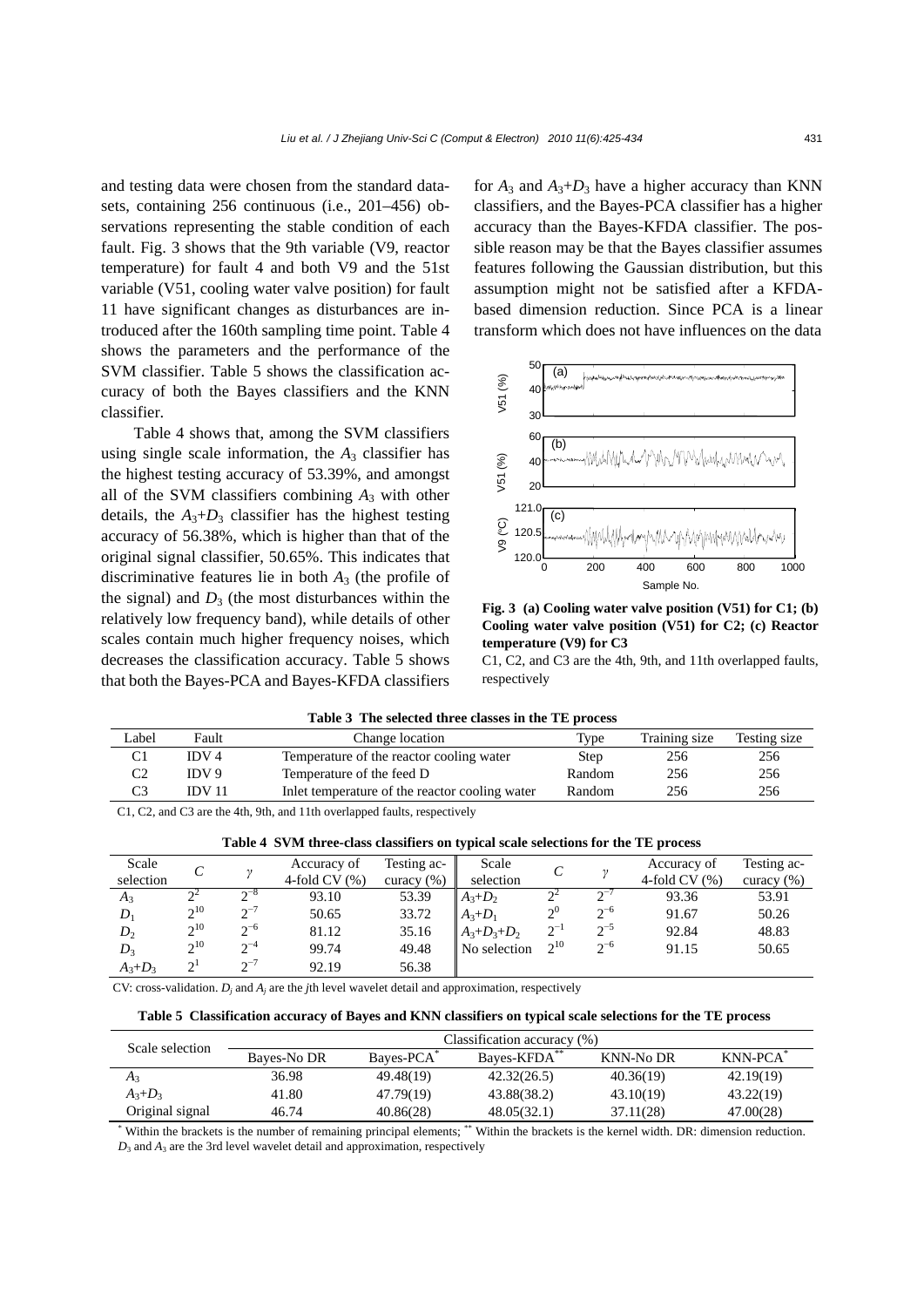and testing data were chosen from the standard datasets, containing 256 continuous (i.e., 201–456) observations representing the stable condition of each fault. Fig. 3 shows that the 9th variable (V9, reactor temperature) for fault 4 and both V9 and the 51st variable (V51, cooling water valve position) for fault 11 have significant changes as disturbances are introduced after the 160th sampling time point. Table 4 shows the parameters and the performance of the SVM classifier. Table 5 shows the classification accuracy of both the Bayes classifiers and the KNN classifier.

Table 4 shows that, among the SVM classifiers using single scale information, the $A_3$ classifier has the highest testing accuracy of 53.39%, and amongst all of the SVM classifiers combining $A_3$ with other details, the $A_3$+$D_3$ classifier has the highest testing accuracy of 56.38%, which is higher than that of the original signal classifier, 50.65%. This indicates that discriminative features lie in both $A_3$ (the profile of the signal) and $D_3$ (the most disturbances within the relatively low frequency band), while details of other scales contain much higher frequency noises, which decreases the classification accuracy. Table 5 shows that both the Bayes-PCA and Bayes-KFDA classifiers for $A_3$ and $A_3$+$D_3$ have a higher accuracy than KNN classifiers, and the Bayes-PCA classifier has a higher accuracy than the Bayes-KFDA classifier. The possible reason may be that the Bayes classifier assumes features following the Gaussian distribution, but this assumption might not be satisfied after a KFDA-based dimension reduction. Since PCA is a linear transform which does not have influences on the data

**Fig. 3 (a) Cooling water valve position (V51) for C1; (b) Cooling water valve position (V51) for C2; (c) Reactor temperature (V9) for C3**

C1, C2, and C3 are the 4th, 9th, and 11th overlapped faults, respectively

**Table 3 The selected three classes in the TE process**

| Label | Fault | Change location | Type | Training size | Testing size |
|---|---|---|---|---|---|
| C1 | IDV 4 | Temperature of the reactor cooling water | Step | 256 | 256 |
| C2 | IDV 9 | Temperature of the feed D | Random | 256 | 256 |
| C3 | IDV 11 | Inlet temperature of the reactor cooling water | Random | 256 | 256 |

C1, C2, and C3 are the 4th, 9th, and 11th overlapped faults, respectively

**Table 4 SVM three-class classifiers on typical scale selections for the TE process**

| Scale selection | $C$ | $\gamma$ | Accuracy of 4-fold CV (%) | Testing accuracy (%) | Scale selection | $C$ | $\gamma$ | Accuracy of 4-fold CV (%) | Testing accuracy (%) |
|---|---|---|---|---|---|---|---|---|---|
| $A_3$ | $2^2$ | $2^{-8}$ | 93.10 | 53.39 | $A_3$+$D_2$ | $2^2$ | $2^{-7}$ | 93.36 | 53.91 |
| $D_1$ | $2^{10}$ | $2^{-7}$ | 50.65 | 33.72 | $A_3$+$D_1$ | $2^0$ | $2^{-6}$ | 91.67 | 50.26 |
| $D_2$ | $2^{10}$ | $2^{-6}$ | 81.12 | 35.16 | $A_3$+$D_3$+$D_2$ | $2^{-1}$ | $2^{-5}$ | 92.84 | 48.83 |
| $D_3$ | $2^{10}$ | $2^{-4}$ | 99.74 | 49.48 | No selection | $2^{10}$ | $2^{-6}$ | 91.15 | 50.65 |
| $A_3$+$D_3$ | $2^1$ | $2^{-7}$ | 92.19 | 56.38 | | | | | |

CV: cross-validation. $D_j$ and $A_j$ are the $j$th level wavelet detail and approximation, respectively

**Table 5 Classification accuracy of Bayes and KNN classifiers on typical scale selections for the TE process**

| Scale selection | Classification accuracy (%) | | | | |
|---|---|---|---|---|---|
| | Bayes-No DR | Bayes-PCA* | Bayes-KFDA** | KNN-No DR | KNN-PCA* |
| $A_3$ | 36.98 | 49.48(19) | 42.32(26.5) | 40.36(19) | 42.19(19) |
| $A_3$+$D_3$ | 41.80 | 47.79(19) | 43.88(38.2) | 43.10(19) | 43.22(19) |
| Original signal | 46.74 | 40.86(28) | 48.05(32.1) | 37.11(28) | 47.00(28) |

\* Within the brackets is the number of remaining principal elements; ** Within the brackets is the kernel width. DR: dimension reduction. $D_3$ and $A_3$ are the 3rd level wavelet detail and approximation, respectively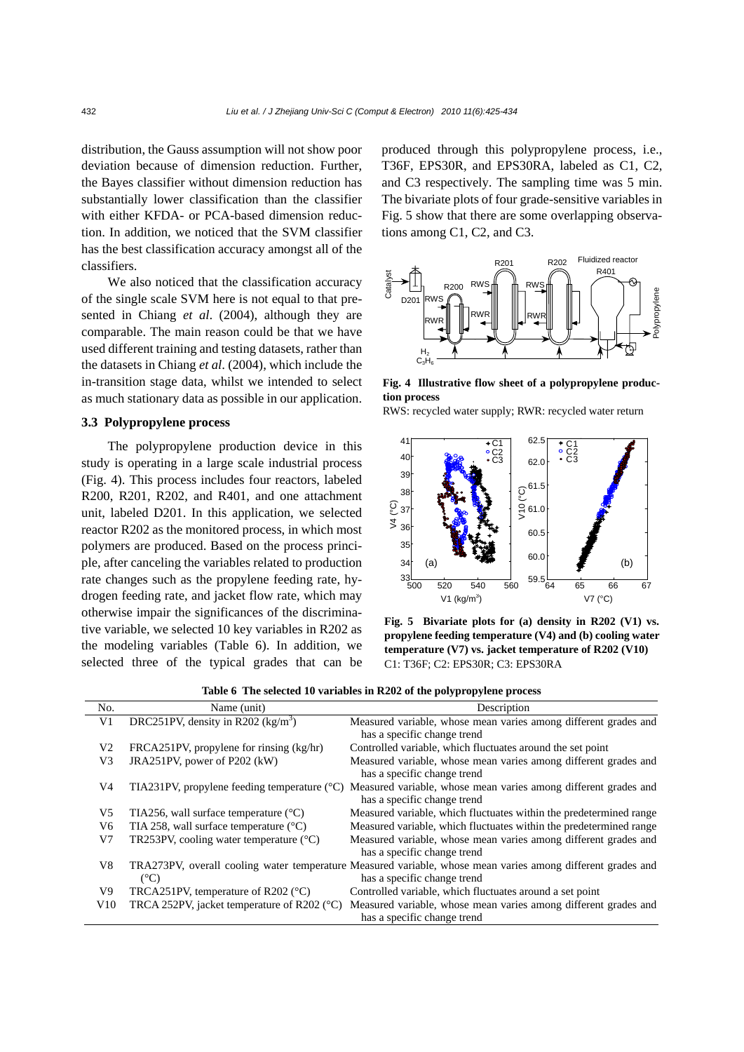distribution, the Gauss assumption will not show poor deviation because of dimension reduction. Further, the Bayes classifier without dimension reduction has substantially lower classification than the classifier with either KFDA- or PCA-based dimension reduction. In addition, we noticed that the SVM classifier has the best classification accuracy amongst all of the classifiers.

We also noticed that the classification accuracy of the single scale SVM here is not equal to that presented in Chiang *et al*. (2004), although they are comparable. The main reason could be that we have used different training and testing datasets, rather than the datasets in Chiang *et al*. (2004), which include the in-transition stage data, whilst we intended to select as much stationary data as possible in our application.

### 3.3 Polypropylene process

The polypropylene production device in this study is operating in a large scale industrial process (Fig. 4). This process includes four reactors, labeled R200, R201, R202, and R401, and one attachment unit, labeled D201. In this application, we selected reactor R202 as the monitored process, in which most polymers are produced. Based on the process principle, after canceling the variables related to production rate changes such as the propylene feeding rate, hydrogen feeding rate, and jacket flow rate, which may otherwise impair the significances of the discriminative variable, we selected 10 key variables in R202 as the modeling variables (Table 6). In addition, we selected three of the typical grades that can be produced through this polypropylene process, i.e., T36F, EPS30R, and EPS30RA, labeled as C1, C2, and C3 respectively. The sampling time was 5 min. The bivariate plots of four grade-sensitive variables in Fig. 5 show that there are some overlapping observations among C1, C2, and C3.

**Fig. 4 Illustrative flow sheet of a polypropylene production process**

RWS: recycled water supply; RWR: recycled water return

**Fig. 5 Bivariate plots for (a) density in R202 (V1) vs. propylene feeding temperature (V4) and (b) cooling water temperature (V7) vs. jacket temperature of R202 (V10)**

C1: T36F; C2: EPS30R; C3: EPS30RA

**Table 6 The selected 10 variables in R202 of the polypropylene process**

| No. | Name (unit) | Description |
|---|---|---|
| V1 | DRC251PV, density in R202 (kg/m$^3$) | Measured variable, whose mean varies among different grades and has a specific change trend |
| V2 | FRCA251PV, propylene for rinsing (kg/hr) | Controlled variable, which fluctuates around the set point |
| V3 | JRA251PV, power of P202 (kW) | Measured variable, whose mean varies among different grades and has a specific change trend |
| V4 | TIA231PV, propylene feeding temperature (°C) | Measured variable, whose mean varies among different grades and has a specific change trend |
| V5 | TIA256, wall surface temperature (°C) | Measured variable, which fluctuates within the predetermined range |
| V6 | TIA 258, wall surface temperature (°C) | Measured variable, which fluctuates within the predetermined range |
| V7 | TR253PV, cooling water temperature (°C) | Measured variable, whose mean varies among different grades and has a specific change trend |
| V8 | TRA273PV, overall cooling water temperature (°C) | Measured variable, whose mean varies among different grades and has a specific change trend |
| V9 | TRCA251PV, temperature of R202 (°C) | Controlled variable, which fluctuates around a set point |
| V10 | TRCA 252PV, jacket temperature of R202 (°C) | Measured variable, whose mean varies among different grades and has a specific change trend |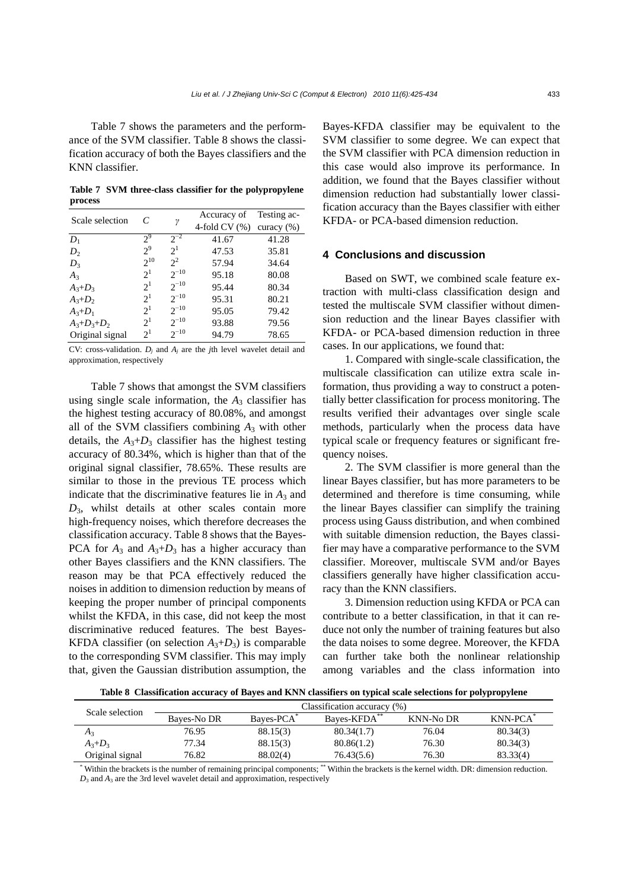Table 7 shows the parameters and the performance of the SVM classifier. Table 8 shows the classification accuracy of both the Bayes classifiers and the KNN classifier.

**Table 7 SVM three-class classifier for the polypropylene process**

| Scale selection | $C$ | $\gamma$ | Accuracy of 4-fold CV (%) | Testing accuracy (%) |
|---|---|---|---|---|
| $D_1$ | $2^9$ | $2^{-2}$ | 41.67 | 41.28 |
| $D_2$ | $2^9$ | $2^1$ | 47.53 | 35.81 |
| $D_3$ | $2^{10}$ | $2^2$ | 57.94 | 34.64 |
| $A_3$ | $2^1$ | $2^{-10}$ | 95.18 | 80.08 |
| $A_3$+$D_3$ | $2^1$ | $2^{-10}$ | 95.44 | 80.34 |
| $A_3$+$D_2$ | $2^1$ | $2^{-10}$ | 95.31 | 80.21 |
| $A_3$+$D_1$ | $2^1$ | $2^{-10}$ | 95.05 | 79.42 |
| $A_3$+$D_3$+$D_2$ | $2^1$ | $2^{-10}$ | 93.88 | 79.56 |
| Original signal | $2^1$ | $2^{-10}$ | 94.79 | 78.65 |

CV: cross-validation. $D_j$ and $A_j$ are the $j$th level wavelet detail and approximation, respectively

Table 7 shows that amongst the SVM classifiers using single scale information, the $A_3$ classifier has the highest testing accuracy of 80.08%, and amongst all of the SVM classifiers combining $A_3$ with other details, the $A_3$+$D_3$ classifier has the highest testing accuracy of 80.34%, which is higher than that of the original signal classifier, 78.65%. These results are similar to those in the previous TE process which indicate that the discriminative features lie in $A_3$ and $D_3$, whilst details at other scales contain more high-frequency noises, which therefore decreases the classification accuracy. Table 8 shows that the Bayes-PCA for $A_3$ and $A_3$+$D_3$ has a higher accuracy than other Bayes classifiers and the KNN classifiers. The reason may be that PCA effectively reduced the noises in addition to dimension reduction by means of keeping the proper number of principal components whilst the KFDA, in this case, did not keep the most discriminative reduced features. The best Bayes-KFDA classifier (on selection $A_3$+$D_3$) is comparable to the corresponding SVM classifier. This may imply that, given the Gaussian distribution assumption, the Bayes-KFDA classifier may be equivalent to the SVM classifier to some degree. We can expect that the SVM classifier with PCA dimension reduction in this case would also improve its performance. In addition, we found that the Bayes classifier without dimension reduction had substantially lower classification accuracy than the Bayes classifier with either KFDA- or PCA-based dimension reduction.

## 4 Conclusions and discussion

Based on SWT, we combined scale feature extraction with multi-class classification design and tested the multiscale SVM classifier without dimension reduction and the linear Bayes classifier with KFDA- or PCA-based dimension reduction in three cases. In our applications, we found that:

1. Compared with single-scale classification, the multiscale classification can utilize extra scale information, thus providing a way to construct a potentially better classification for process monitoring. The results verified their advantages over single scale methods, particularly when the process data have typical scale or frequency features or significant frequency noises.

2. The SVM classifier is more general than the linear Bayes classifier, but has more parameters to be determined and therefore is time consuming, while the linear Bayes classifier can simplify the training process using Gauss distribution, and when combined with suitable dimension reduction, the Bayes classifier may have a comparative performance to the SVM classifier. Moreover, multiscale SVM and/or Bayes classifiers generally have higher classification accuracy than the KNN classifiers.

3. Dimension reduction using KFDA or PCA can contribute to a better classification, in that it can reduce not only the number of training features but also the data noises to some degree. Moreover, the KFDA can further take both the nonlinear relationship among variables and the class information into

**Table 8 Classification accuracy of Bayes and KNN classifiers on typical scale selections for polypropylene**

| Scale selection | Classification accuracy (%) | | | | |
|---|---|---|---|---|---|
| | Bayes-No DR | Bayes-PCA* | Bayes-KFDA** | KNN-No DR | KNN-PCA* |
| $A_3$ | 76.95 | 88.15(3) | 80.34(1.7) | 76.04 | 80.34(3) |
| $A_3$+$D_3$ | 77.34 | 88.15(3) | 80.86(1.2) | 76.30 | 80.34(3) |
| Original signal | 76.82 | 88.02(4) | 76.43(5.6) | 76.30 | 83.33(4) |

* Within the brackets is the number of remaining principal components; ** Within the brackets is the kernel width. DR: dimension reduction. $D_3$ and $A_3$ are the 3rd level wavelet detail and approximation, respectively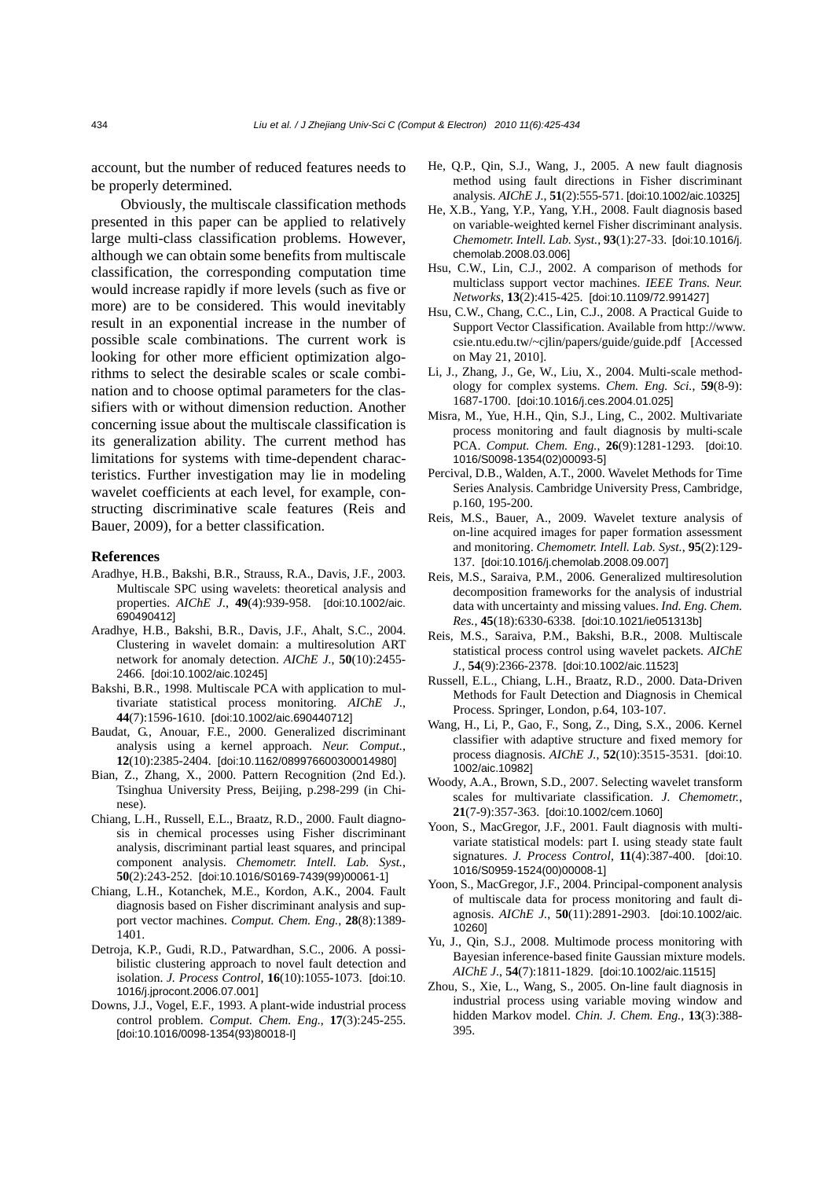account, but the number of reduced features needs to be properly determined.

Obviously, the multiscale classification methods presented in this paper can be applied to relatively large multi-class classification problems. However, although we can obtain some benefits from multiscale classification, the corresponding computation time would increase rapidly if more levels (such as five or more) are to be considered. This would inevitably result in an exponential increase in the number of possible scale combinations. The current work is looking for other more efficient optimization algorithms to select the desirable scales or scale combination and to choose optimal parameters for the classifiers with or without dimension reduction. Another concerning issue about the multiscale classification is its generalization ability. The current method has limitations for systems with time-dependent characteristics. Further investigation may lie in modeling wavelet coefficients at each level, for example, constructing discriminative scale features (Reis and Bauer, 2009), for a better classification.

## References

Aradhye, H.B., Bakshi, B.R., Strauss, R.A., Davis, J.F., 2003. Multiscale SPC using wavelets: theoretical analysis and properties. *AIChE J.*, **49**(4):939-958. [doi:10.1002/aic.690490412]

Aradhye, H.B., Bakshi, B.R., Davis, J.F., Ahalt, S.C., 2004. Clustering in wavelet domain: a multiresolution ART network for anomaly detection. *AIChE J.*, **50**(10):2455-2466. [doi:10.1002/aic.10245]

Bakshi, B.R., 1998. Multiscale PCA with application to multivariate statistical process monitoring. *AIChE J.*, **44**(7):1596-1610. [doi:10.1002/aic.690440712]

Baudat, G., Anouar, F.E., 2000. Generalized discriminant analysis using a kernel approach. *Neur. Comput.*, **12**(10):2385-2404. [doi:10.1162/089976600300014980]

Bian, Z., Zhang, X., 2000. Pattern Recognition (2nd Ed.). Tsinghua University Press, Beijing, p.298-299 (in Chinese).

Chiang, L.H., Russell, E.L., Braatz, R.D., 2000. Fault diagnosis in chemical processes using Fisher discriminant analysis, discriminant partial least squares, and principal component analysis. *Chemometr. Intell. Lab. Syst.*, **50**(2):243-252. [doi:10.1016/S0169-7439(99)00061-1]

Chiang, L.H., Kotanchek, M.E., Kordon, A.K., 2004. Fault diagnosis based on Fisher discriminant analysis and support vector machines. *Comput. Chem. Eng.*, **28**(8):1389-1401.

Detroja, K.P., Gudi, R.D., Patwardhan, S.C., 2006. A possibilistic clustering approach to novel fault detection and isolation. *J. Process Control*, **16**(10):1055-1073. [doi:10.1016/j.jprocont.2006.07.001]

Downs, J.J., Vogel, E.F., 1993. A plant-wide industrial process control problem. *Comput. Chem. Eng.*, **17**(3):245-255. [doi:10.1016/0098-1354(93)80018-I]

He, Q.P., Qin, S.J., Wang, J., 2005. A new fault diagnosis method using fault directions in Fisher discriminant analysis. *AIChE J.*, **51**(2):555-571. [doi:10.1002/aic.10325]

He, X.B., Yang, Y.P., Yang, Y.H., 2008. Fault diagnosis based on variable-weighted kernel Fisher discriminant analysis. *Chemometr. Intell. Lab. Syst.*, **93**(1):27-33. [doi:10.1016/j.chemolab.2008.03.006]

Hsu, C.W., Lin, C.J., 2002. A comparison of methods for multiclass support vector machines. *IEEE Trans. Neur. Networks*, **13**(2):415-425. [doi:10.1109/72.991427]

Hsu, C.W., Chang, C.C., Lin, C.J., 2008. A Practical Guide to Support Vector Classification. Available from http://www.csie.ntu.edu.tw/~cjlin/papers/guide/guide.pdf [Accessed on May 21, 2010].

Li, J., Zhang, J., Ge, W., Liu, X., 2004. Multi-scale methodology for complex systems. *Chem. Eng. Sci.*, **59**(8-9):1687-1700. [doi:10.1016/j.ces.2004.01.025]

Misra, M., Yue, H.H., Qin, S.J., Ling, C., 2002. Multivariate process monitoring and fault diagnosis by multi-scale PCA. *Comput. Chem. Eng.*, **26**(9):1281-1293. [doi:10.1016/S0098-1354(02)00093-5]

Percival, D.B., Walden, A.T., 2000. Wavelet Methods for Time Series Analysis. Cambridge University Press, Cambridge, p.160, 195-200.

Reis, M.S., Bauer, A., 2009. Wavelet texture analysis of on-line acquired images for paper formation assessment and monitoring. *Chemometr. Intell. Lab. Syst.*, **95**(2):129-137. [doi:10.1016/j.chemolab.2008.09.007]

Reis, M.S., Saraiva, P.M., 2006. Generalized multiresolution decomposition frameworks for the analysis of industrial data with uncertainty and missing values. *Ind. Eng. Chem. Res.*, **45**(18):6330-6338. [doi:10.1021/ie051313b]

Reis, M.S., Saraiva, P.M., Bakshi, B.R., 2008. Multiscale statistical process control using wavelet packets. *AIChE J.*, **54**(9):2366-2378. [doi:10.1002/aic.11523]

Russell, E.L., Chiang, L.H., Braatz, R.D., 2000. Data-Driven Methods for Fault Detection and Diagnosis in Chemical Process. Springer, London, p.64, 103-107.

Wang, H., Li, P., Gao, F., Song, Z., Ding, S.X., 2006. Kernel classifier with adaptive structure and fixed memory for process diagnosis. *AIChE J.*, **52**(10):3515-3531. [doi:10.1002/aic.10982]

Woody, A.A., Brown, S.D., 2007. Selecting wavelet transform scales for multivariate classification. *J. Chemometr.*, **21**(7-9):357-363. [doi:10.1002/cem.1060]

Yoon, S., MacGregor, J.F., 2001. Fault diagnosis with multivariate statistical models: part I. using steady state fault signatures. *J. Process Control*, **11**(4):387-400. [doi:10.1016/S0959-1524(00)00008-1]

Yoon, S., MacGregor, J.F., 2004. Principal-component analysis of multiscale data for process monitoring and fault diagnosis. *AIChE J.*, **50**(11):2891-2903. [doi:10.1002/aic.10260]

Yu, J., Qin, S.J., 2008. Multimode process monitoring with Bayesian inference-based finite Gaussian mixture models. *AIChE J.*, **54**(7):1811-1829. [doi:10.1002/aic.11515]

Zhou, S., Xie, L., Wang, S., 2005. On-line fault diagnosis in industrial process using variable moving window and hidden Markov model. *Chin. J. Chem. Eng.*, **13**(3):388-395.